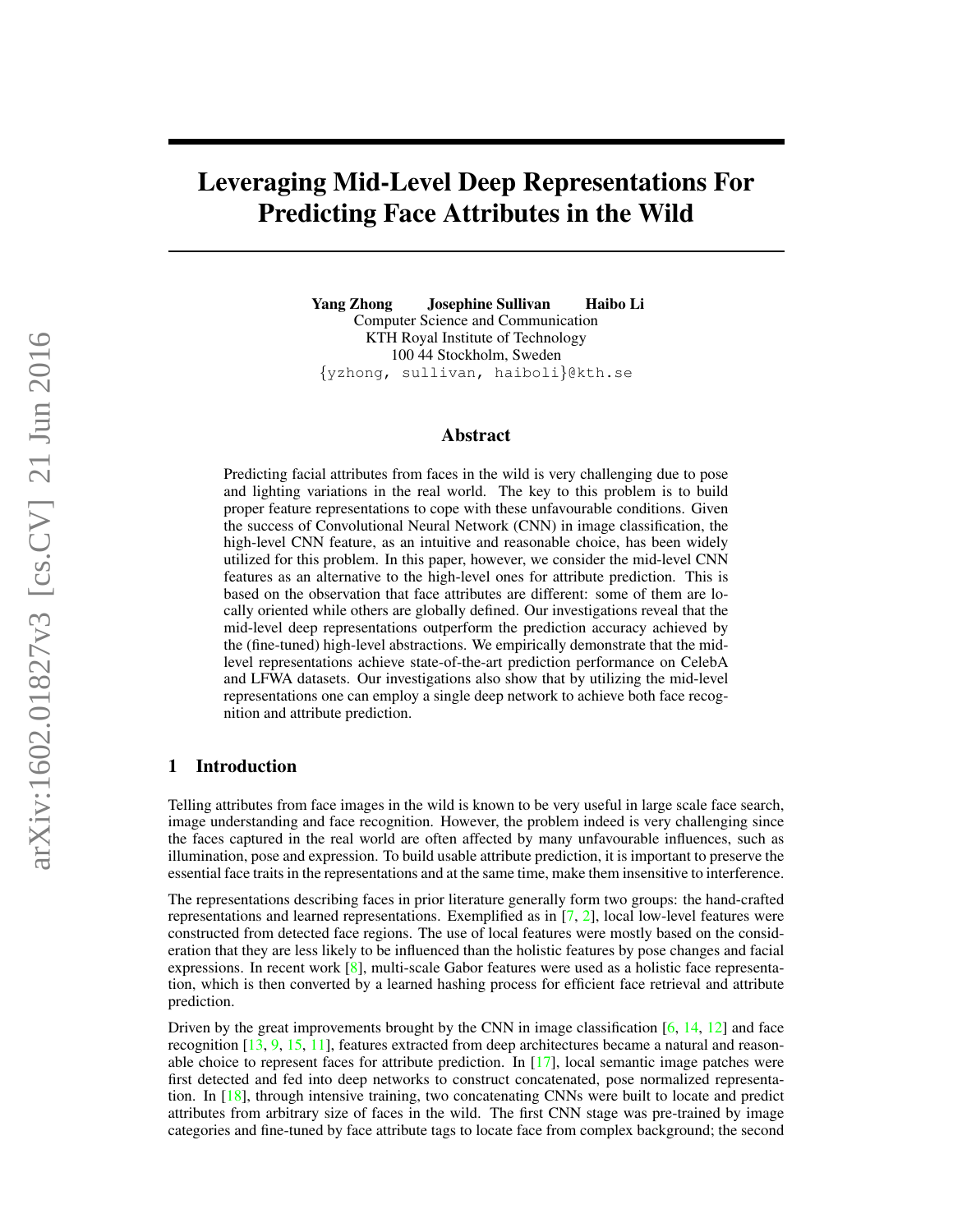# Leveraging Mid-Level Deep Representations For Predicting Face Attributes in the Wild

**Yang Zhong Josephine Sullivan Haibo Li**
Computer Science and Communication
KTH Royal Institute of Technology
100 44 Stockholm, Sweden
{yzhong, sullivan, haiboli}@kth.se

## Abstract

Predicting facial attributes from faces in the wild is very challenging due to pose and lighting variations in the real world. The key to this problem is to build proper feature representations to cope with these unfavourable conditions. Given the success of Convolutional Neural Network (CNN) in image classification, the high-level CNN feature, as an intuitive and reasonable choice, has been widely utilized for this problem. In this paper, however, we consider the mid-level CNN features as an alternative to the high-level ones for attribute prediction. This is based on the observation that face attributes are different: some of them are locally oriented while others are globally defined. Our investigations reveal that the mid-level deep representations outperform the prediction accuracy achieved by the (fine-tuned) high-level abstractions. We empirically demonstrate that the mid-level representations achieve state-of-the-art prediction performance on CelebA and LFWA datasets. Our investigations also show that by utilizing the mid-level representations one can employ a single deep network to achieve both face recognition and attribute prediction.

## 1 Introduction

Telling attributes from face images in the wild is known to be very useful in large scale face search, image understanding and face recognition. However, the problem indeed is very challenging since the faces captured in the real world are often affected by many unfavourable influences, such as illumination, pose and expression. To build usable attribute prediction, it is important to preserve the essential face traits in the representations and at the same time, make them insensitive to interference.

The representations describing faces in prior literature generally form two groups: the hand-crafted representations and learned representations. Exemplified as in [7, 2], local low-level features were constructed from detected face regions. The use of local features were mostly based on the consideration that they are less likely to be influenced than the holistic features by pose changes and facial expressions. In recent work [8], multi-scale Gabor features were used as a holistic face representation, which is then converted by a learned hashing process for efficient face retrieval and attribute prediction.

Driven by the great improvements brought by the CNN in image classification [6, 14, 12] and face recognition [13, 9, 15, 11], features extracted from deep architectures became a natural and reasonable choice to represent faces for attribute prediction. In [17], local semantic image patches were first detected and fed into deep networks to construct concatenated, pose normalized representation. In [18], through intensive training, two concatenating CNNs were built to locate and predict attributes from arbitrary size of faces in the wild. The first CNN stage was pre-trained by image categories and fine-tuned by face attribute tags to locate face from complex background; the second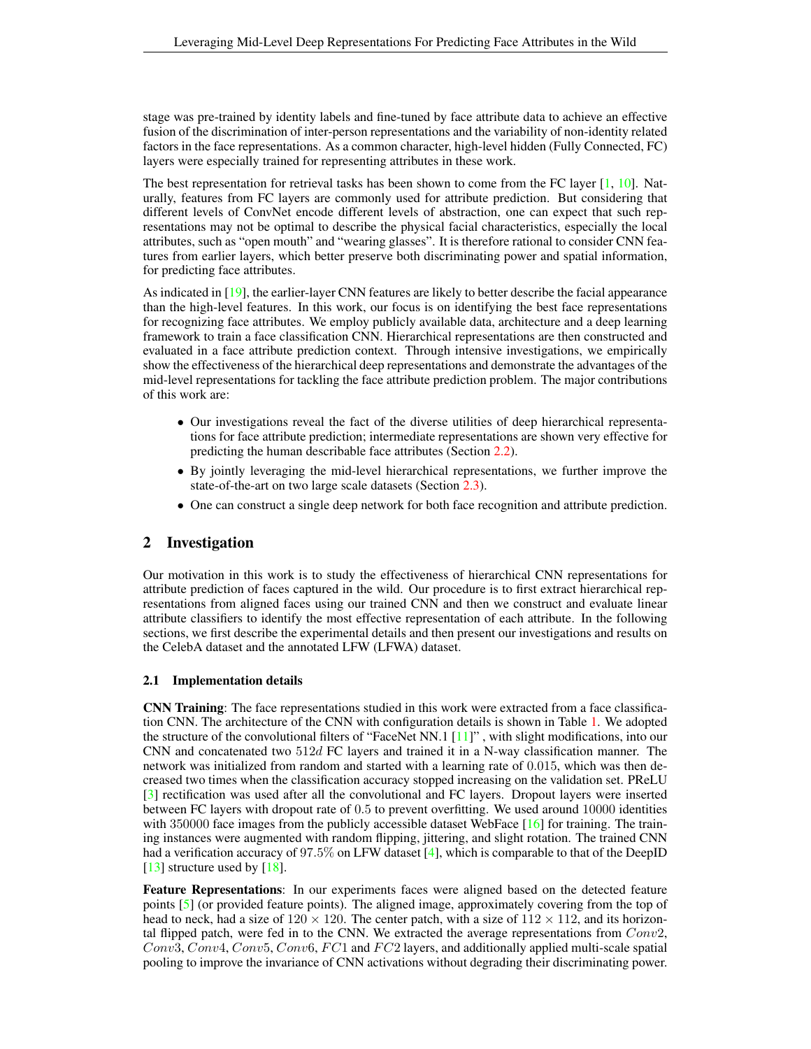stage was pre-trained by identity labels and fine-tuned by face attribute data to achieve an effective fusion of the discrimination of inter-person representations and the variability of non-identity related factors in the face representations. As a common character, high-level hidden (Fully Connected, FC) layers were especially trained for representing attributes in these work.

The best representation for retrieval tasks has been shown to come from the FC layer [1, 10]. Naturally, features from FC layers are commonly used for attribute prediction. But considering that different levels of ConvNet encode different levels of abstraction, one can expect that such representations may not be optimal to describe the physical facial characteristics, especially the local attributes, such as "open mouth" and "wearing glasses". It is therefore rational to consider CNN features from earlier layers, which better preserve both discriminating power and spatial information, for predicting face attributes.

As indicated in [19], the earlier-layer CNN features are likely to better describe the facial appearance than the high-level features. In this work, our focus is on identifying the best face representations for recognizing face attributes. We employ publicly available data, architecture and a deep learning framework to train a face classification CNN. Hierarchical representations are then constructed and evaluated in a face attribute prediction context. Through intensive investigations, we empirically show the effectiveness of the hierarchical deep representations and demonstrate the advantages of the mid-level representations for tackling the face attribute prediction problem. The major contributions of this work are:

- Our investigations reveal the fact of the diverse utilities of deep hierarchical representations for face attribute prediction; intermediate representations are shown very effective for predicting the human describable face attributes (Section 2.2).
- By jointly leveraging the mid-level hierarchical representations, we further improve the state-of-the-art on two large scale datasets (Section 2.3).
- One can construct a single deep network for both face recognition and attribute prediction.

## 2 Investigation

Our motivation in this work is to study the effectiveness of hierarchical CNN representations for attribute prediction of faces captured in the wild. Our procedure is to first extract hierarchical representations from aligned faces using our trained CNN and then we construct and evaluate linear attribute classifiers to identify the most effective representation of each attribute. In the following sections, we first describe the experimental details and then present our investigations and results on the CelebA dataset and the annotated LFW (LFWA) dataset.

### 2.1 Implementation details

**CNN Training**: The face representations studied in this work were extracted from a face classification CNN. The architecture of the CNN with configuration details is shown in Table 1. We adopted the structure of the convolutional filters of "FaceNet NN.1 [11]", with slight modifications, into our CNN and concatenated two $512d$ FC layers and trained it in a N-way classification manner. The network was initialized from random and started with a learning rate of $0.015$, which was then decreased two times when the classification accuracy stopped increasing on the validation set. PReLU [3] rectification was used after all the convolutional and FC layers. Dropout layers were inserted between FC layers with dropout rate of $0.5$ to prevent overfitting. We used around $10000$ identities with $350000$ face images from the publicly accessible dataset WebFace [16] for training. The training instances were augmented with random flipping, jittering, and slight rotation. The trained CNN had a verification accuracy of $97.5\%$ on LFW dataset [4], which is comparable to that of the DeepID [13] structure used by [18].

**Feature Representations**: In our experiments faces were aligned based on the detected feature points [5] (or provided feature points). The aligned image, approximately covering from the top of head to neck, had a size of $120 \times 120$. The center patch, with a size of $112 \times 112$, and its horizontal flipped patch, were fed in to the CNN. We extracted the average representations from $Conv2$, $Conv3$, $Conv4$, $Conv5$, $Conv6$, $FC1$ and $FC2$ layers, and additionally applied multi-scale spatial pooling to improve the invariance of CNN activations without degrading their discriminating power.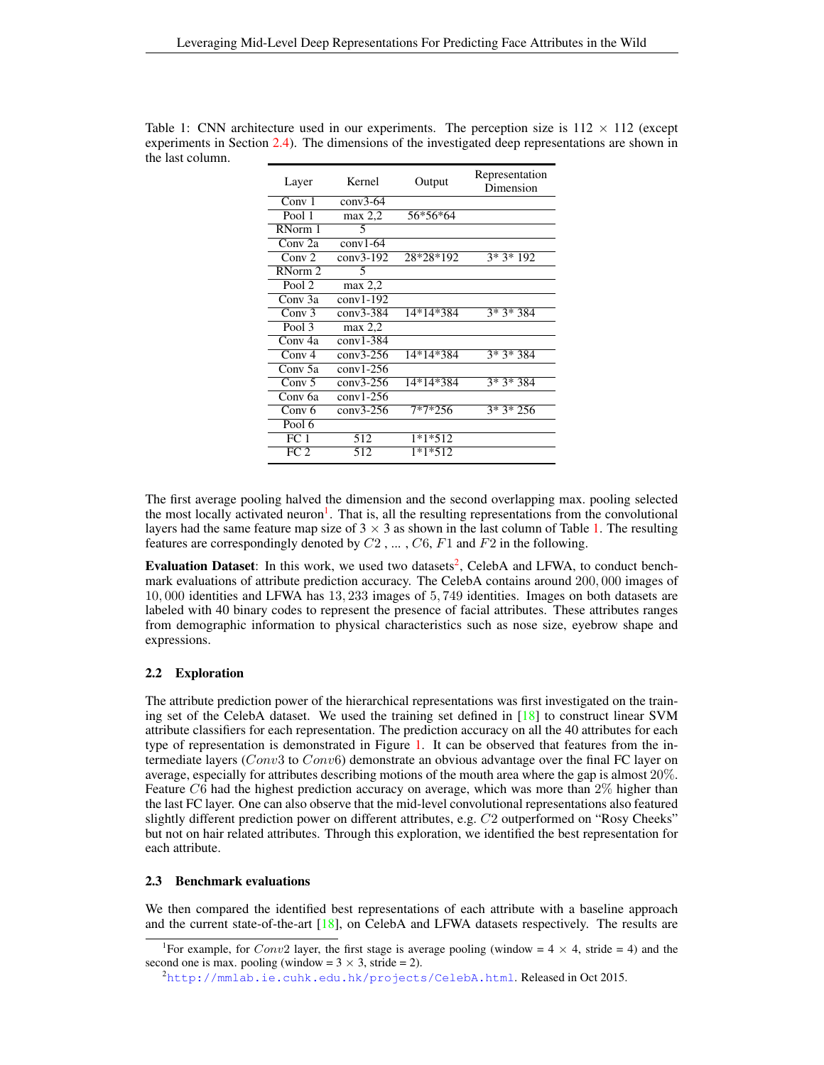Table 1: CNN architecture used in our experiments. The perception size is 112 × 112 (except experiments in Section 2.4). The dimensions of the investigated deep representations are shown in the last column.

| Layer | Kernel | Output | Representation Dimension |
|---|---|---|---|
| Conv 1 | conv3-64 | | |
| Pool 1 | max 2,2 | 56*56*64 | |
| RNorm 1 | 5 | | |
| Conv 2a | conv1-64 | | |
| Conv 2 | conv3-192 | 28*28*192 | 3* 3* 192 |
| RNorm 2 | 5 | | |
| Pool 2 | max 2,2 | | |
| Conv 3a | conv1-192 | | |
| Conv 3 | conv3-384 | 14*14*384 | 3* 3* 384 |
| Pool 3 | max 2,2 | | |
| Conv 4a | conv1-384 | | |
| Conv 4 | conv3-256 | 14*14*384 | 3* 3* 384 |
| Conv 5a | conv1-256 | | |
| Conv 5 | conv3-256 | 14*14*384 | 3* 3* 384 |
| Conv 6a | conv1-256 | | |
| Conv 6 | conv3-256 | 7*7*256 | 3* 3* 256 |
| Pool 6 | | | |
| FC 1 | 512 | 1*1*512 | |
| FC 2 | 512 | 1*1*512 | |

The first average pooling halved the dimension and the second overlapping max. pooling selected the most locally activated neuron[1]. That is, all the resulting representations from the convolutional layers had the same feature map size of $3 \times 3$ as shown in the last column of Table 1. The resulting features are correspondingly denoted by $C2$ , ... , $C6$, $F1$ and $F2$ in the following.

**Evaluation Dataset**: In this work, we used two datasets[2], CelebA and LFWA, to conduct benchmark evaluations of attribute prediction accuracy. The CelebA contains around $200,000$ images of $10,000$ identities and LFWA has $13,233$ images of $5,749$ identities. Images on both datasets are labeled with 40 binary codes to represent the presence of facial attributes. These attributes ranges from demographic information to physical characteristics such as nose size, eyebrow shape and expressions.

### 2.2 Exploration

The attribute prediction power of the hierarchical representations was first investigated on the training set of the CelebA dataset. We used the training set defined in [18] to construct linear SVM attribute classifiers for each representation. The prediction accuracy on all the 40 attributes for each type of representation is demonstrated in Figure 1. It can be observed that features from the intermediate layers ($Conv3$ to $Conv6$) demonstrate an obvious advantage over the final FC layer on average, especially for attributes describing motions of the mouth area where the gap is almost $20\%$. Feature $C6$ had the highest prediction accuracy on average, which was more than $2\%$ higher than the last FC layer. One can also observe that the mid-level convolutional representations also featured slightly different prediction power on different attributes, e.g. $C2$ outperformed on "Rosy Cheeks" but not on hair related attributes. Through this exploration, we identified the best representation for each attribute.

### 2.3 Benchmark evaluations

We then compared the identified best representations of each attribute with a baseline approach and the current state-of-the-art [18], on CelebA and LFWA datasets respectively. The results are

[1] For example, for $Conv2$ layer, the first stage is average pooling (window = $4 \times 4$, stride = 4) and the second one is max. pooling (window = $3 \times 3$, stride = 2).

[2] http://mmlab.ie.cuhk.edu.hk/projects/CelebA.html. Released in Oct 2015.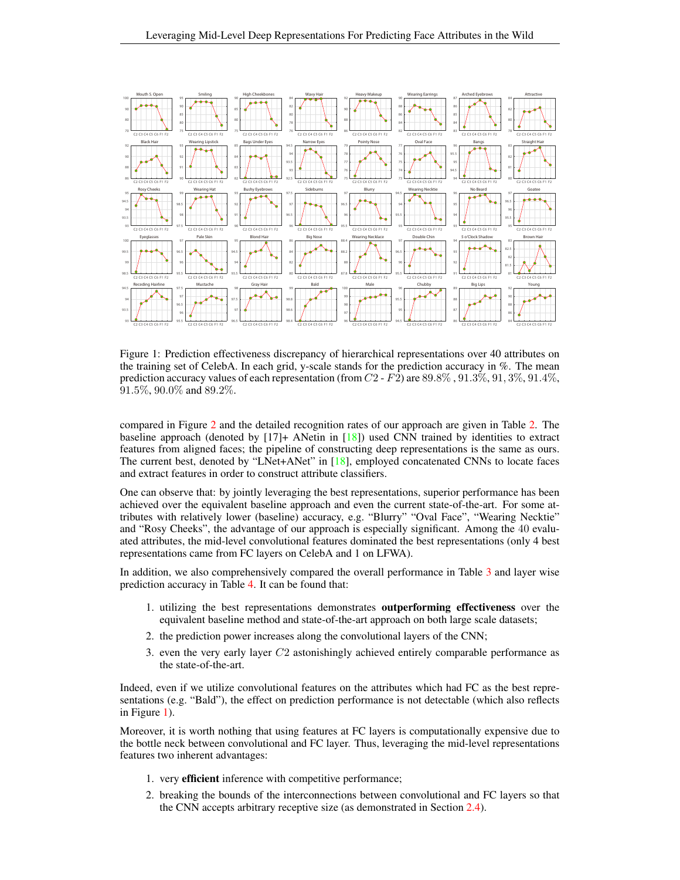Mouth S. Open
Smiling
High Cheekbones
Wavy Hair
Heavy Makeup
Wearing Earrings
Arched Eyebrows
Attractive

Black Hair
Wearing Lipstick
Bags Under Eyes
Narrow Eyes
Pointy Nose
Oval Face
Bangs
Straight Hair

Rosy Cheeks
Wearing Hat
Bushy Eyebrows
Sideburns
Blurry
Wearing Necktie
No Beard
Goatee

Eyeglasses
Pale Skin
Blond Hair
Big Nose
Wearing Necklace
Double Chin
5 o'Clock Shadow
Brown Hair

Receding Hairline
Mustache
Gray Hair
Bald
Male
Chubby
Big Lips
Young

C2 C3 C4 C5 C6 F1 F2

Figure 1: Prediction effectiveness discrepancy of hierarchical representations over 40 attributes on the training set of CelebA. In each grid, y-scale stands for the prediction accuracy in %. The mean prediction accuracy values of each representation (from $C2$ - $F2$) are $89.8\%$ , $91.3\%$, $91, 3\%$, $91.4\%$, $91.5\%$, $90.0\%$ and $89.2\%$.

compared in Figure 2 and the detailed recognition rates of our approach are given in Table 2. The baseline approach (denoted by [17]+ ANetin in [18]) used CNN trained by identities to extract features from aligned faces; the pipeline of constructing deep representations is the same as ours. The current best, denoted by "LNet+ANet" in [18], employed concatenated CNNs to locate faces and extract features in order to construct attribute classifiers.

One can observe that: by jointly leveraging the best representations, superior performance has been achieved over the equivalent baseline approach and even the current state-of-the-art. For some attributes with relatively lower (baseline) accuracy, e.g. "Blurry" "Oval Face", "Wearing Necktie" and "Rosy Cheeks", the advantage of our approach is especially significant. Among the 40 evaluated attributes, the mid-level convolutional features dominated the best representations (only 4 best representations came from FC layers on CelebA and 1 on LFWA).

In addition, we also comprehensively compared the overall performance in Table 3 and layer wise prediction accuracy in Table 4. It can be found that:

1. utilizing the best representations demonstrates **outperforming effectiveness** over the equivalent baseline method and state-of-the-art approach on both large scale datasets;
2. the prediction power increases along the convolutional layers of the CNN;
3. even the very early layer $C2$ astonishingly achieved entirely comparable performance as the state-of-the-art.

Indeed, even if we utilize convolutional features on the attributes which had FC as the best representations (e.g. "Bald"), the effect on prediction performance is not detectable (which also reflects in Figure 1).

Moreover, it is worth nothing that using features at FC layers is computationally expensive due to the bottle neck between convolutional and FC layer. Thus, leveraging the mid-level representations features two inherent advantages:

1. very **efficient** inference with competitive performance;
2. breaking the bounds of the interconnections between convolutional and FC layers so that the CNN accepts arbitrary receptive size (as demonstrated in Section 2.4).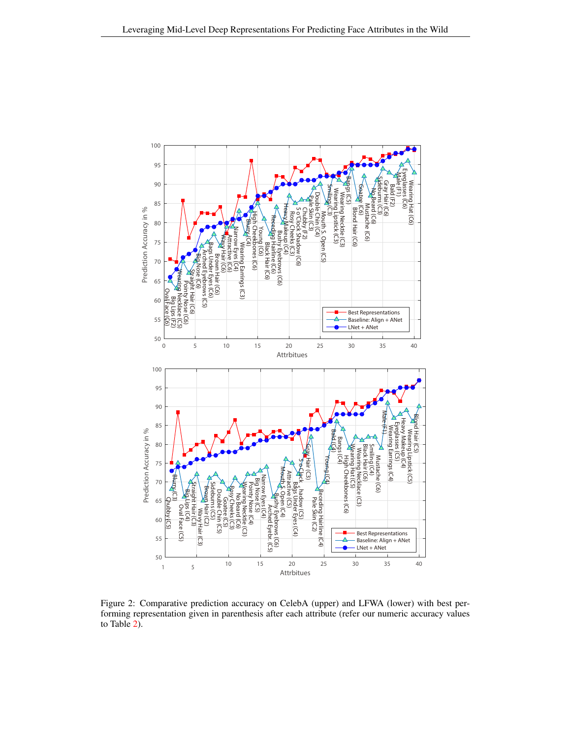100
95
90
85
80
75
70
65
60
55
50
Prediction Accuracy in %
0 5 10 15 20 25 30 35 40
Attrbitues

Oval Face (C6)
Big Lips (F2)
Wearing Necklace (C5)
Pointy Nose (C6)
Straight Hair (C6)
Big Nose (C6)
Arched Eyebrows (C5)
Bags Under Eyes (C6)
Brown Hair (C6)
Wavy Hair (C6)
Attractive (C6)
Narrow Eyes (C4)
Wearing Earrings (C3)
Blurry (C4)
High Cheekbones (C6)
Young (C6)
Black Hair (C6)
Receding Hairline (C6)
Bushy Eyebrows (C6)
Heavy Makeup (C4)
Rosy Cheeks (C3)
5 o'Clock Shadow (C6)
Chubby (F2)
Pale Skin (C3)
Double Chin (C4)
Mouth S. Open (C5)
Smiling (C3)
Wearing Lipstick (C3)
Wearing Necktie (C3)
Bangs (C5)
Blond Hair (C6)
Goatee (C6)
Mustache (C6)
No Beard (C6)
Sideburns (C3)
Gray Hair (C6)
Bald (F2)
Male (F1)
Eyeglasses (C6)
Wearing Hat (C6)

Best Representations
Baseline: Align + ANet
LNet + ANet

100
95
90
85
80
75
70
65
60
55
50
Prediction Accuracy in %
1 5 10 15 20 25 30 35 40
Attrbitues

Chubby (C5)
Blurry (C3)
Oval Face (C5)
Big Lips (C4)
Straight Hair (C3)
Wavy Hair (C3)
Brown Hair (C2)
Sideburns (C5)
Double Chin (C5)
Goatee (C5)
Rosy Cheeks (C3)
No Beard (C6)
Wearing Necktie (C3)
Pointy Nose (C4)
Big Nose (C5)
Narrow Eyes (C4)
Arched Eyebr. (C5)
Bushy Eyebrows (C6)
Mouth S. Open (C4)
Attractive (C5)
Bags Under Eyes (C4)
5 o Clock_shadow (C5)
Gray Hair (C3)
Pale Skin (C2)
Receding Hairline (C4)
Young (C4)
Bald (C4)
Bangs (C4)
High Cheekbones (C6)
Wearing Hat (C5)
Wearing Necklace (C3)
Black Hair (C6)
Smiling (C4)
Mustache (C6)
Male (F1)
Wearing Earrings (C4)
Eyeglasses (C5)
Heavy Makeup (C4)
Wearing Lipstick (C5)
Blond Hair (C5)

Best Representations
Baseline: Align + ANet
LNet + ANet

Figure 2: Comparative prediction accuracy on CelebA (upper) and LFWA (lower) with best performing representation given in parenthesis after each attribute (refer our numeric accuracy values to Table 2).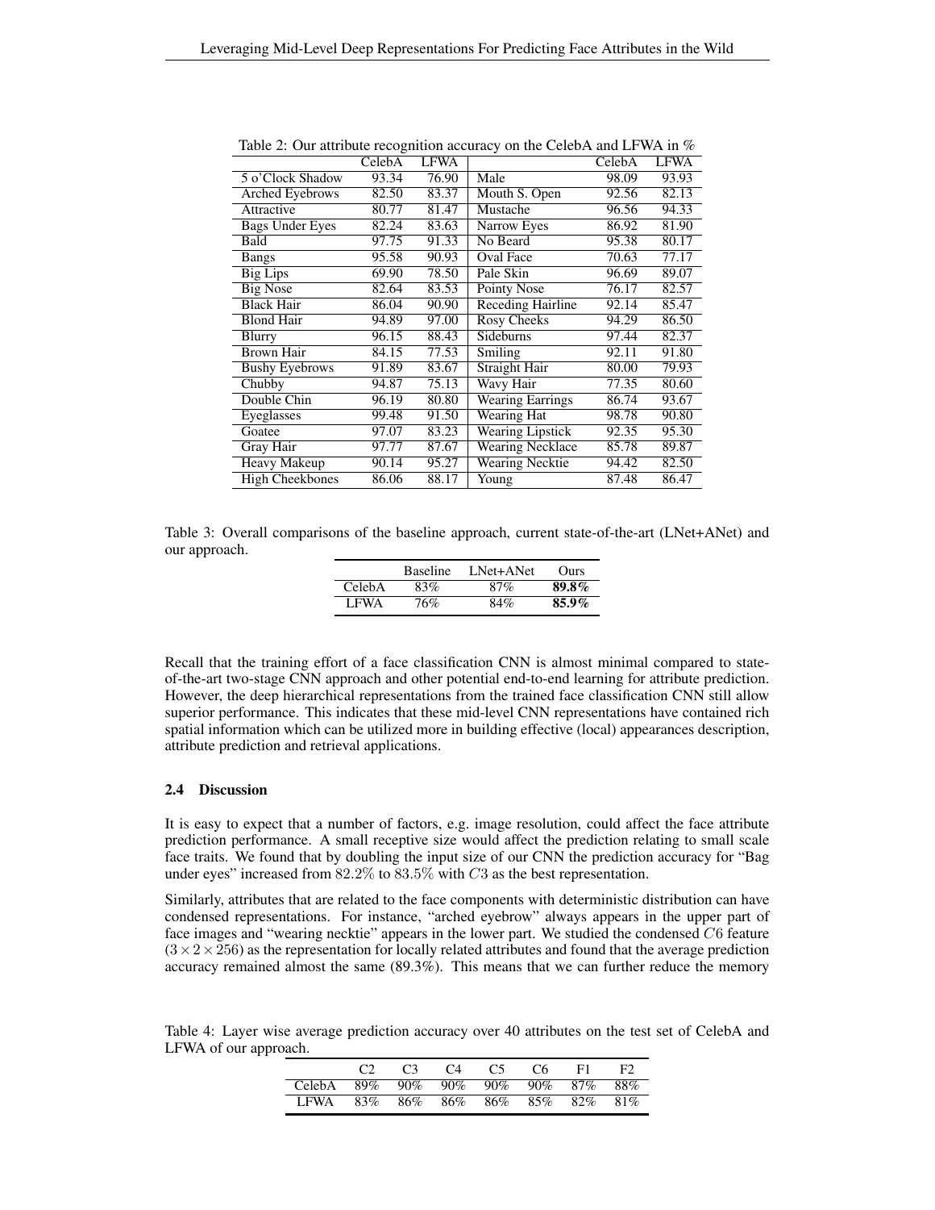Table 2: Our attribute recognition accuracy on the CelebA and LFWA in %

| | CelebA | LFWA | | CelebA | LFWA |
|---|---|---|---|---|---|
| 5 o'Clock Shadow | 93.34 | 76.90 | Male | 98.09 | 93.93 |
| Arched Eyebrows | 82.50 | 83.37 | Mouth S. Open | 92.56 | 82.13 |
| Attractive | 80.77 | 81.47 | Mustache | 96.56 | 94.33 |
| Bags Under Eyes | 82.24 | 83.63 | Narrow Eyes | 86.92 | 81.90 |
| Bald | 97.75 | 91.33 | No Beard | 95.38 | 80.17 |
| Bangs | 95.58 | 90.93 | Oval Face | 70.63 | 77.17 |
| Big Lips | 69.90 | 78.50 | Pale Skin | 96.69 | 89.07 |
| Big Nose | 82.64 | 83.53 | Pointy Nose | 76.17 | 82.57 |
| Black Hair | 86.04 | 90.90 | Receding Hairline | 92.14 | 85.47 |
| Blond Hair | 94.89 | 97.00 | Rosy Cheeks | 94.29 | 86.50 |
| Blurry | 96.15 | 88.43 | Sideburns | 97.44 | 82.37 |
| Brown Hair | 84.15 | 77.53 | Smiling | 92.11 | 91.80 |
| Bushy Eyebrows | 91.89 | 83.67 | Straight Hair | 80.00 | 79.93 |
| Chubby | 94.87 | 75.13 | Wavy Hair | 77.35 | 80.60 |
| Double Chin | 96.19 | 80.80 | Wearing Earrings | 86.74 | 93.67 |
| Eyeglasses | 99.48 | 91.50 | Wearing Hat | 98.78 | 90.80 |
| Goatee | 97.07 | 83.23 | Wearing Lipstick | 92.35 | 95.30 |
| Gray Hair | 97.77 | 87.67 | Wearing Necklace | 85.78 | 89.87 |
| Heavy Makeup | 90.14 | 95.27 | Wearing Necktie | 94.42 | 82.50 |
| High Cheekbones | 86.06 | 88.17 | Young | 87.48 | 86.47 |

Table 3: Overall comparisons of the baseline approach, current state-of-the-art (LNet+ANet) and our approach.

| | Baseline | LNet+ANet | Ours |
|---|---|---|---|
| CelebA | 83% | 87% | **89.8%** |
| LFWA | 76% | 84% | **85.9%** |

Recall that the training effort of a face classification CNN is almost minimal compared to state-of-the-art two-stage CNN approach and other potential end-to-end learning for attribute prediction. However, the deep hierarchical representations from the trained face classification CNN still allow superior performance. This indicates that these mid-level CNN representations have contained rich spatial information which can be utilized more in building effective (local) appearances description, attribute prediction and retrieval applications.

### 2.4 Discussion

It is easy to expect that a number of factors, e.g. image resolution, could affect the face attribute prediction performance. A small receptive size would affect the prediction relating to small scale face traits. We found that by doubling the input size of our CNN the prediction accuracy for "Bag under eyes" increased from 82.2% to 83.5% with $C3$ as the best representation.

Similarly, attributes that are related to the face components with deterministic distribution can have condensed representations. For instance, "arched eyebrow" always appears in the upper part of face images and "wearing necktie" appears in the lower part. We studied the condensed $C6$ feature ($3 \times 2 \times 256$) as the representation for locally related attributes and found that the average prediction accuracy remained almost the same (89.3%). This means that we can further reduce the memory

Table 4: Layer wise average prediction accuracy over 40 attributes on the test set of CelebA and LFWA of our approach.

| | C2 | C3 | C4 | C5 | C6 | F1 | F2 |
|---|---|---|---|---|---|---|---|
| CelebA | 89% | 90% | 90% | 90% | 90% | 87% | 88% |
| LFWA | 83% | 86% | 86% | 86% | 85% | 82% | 81% |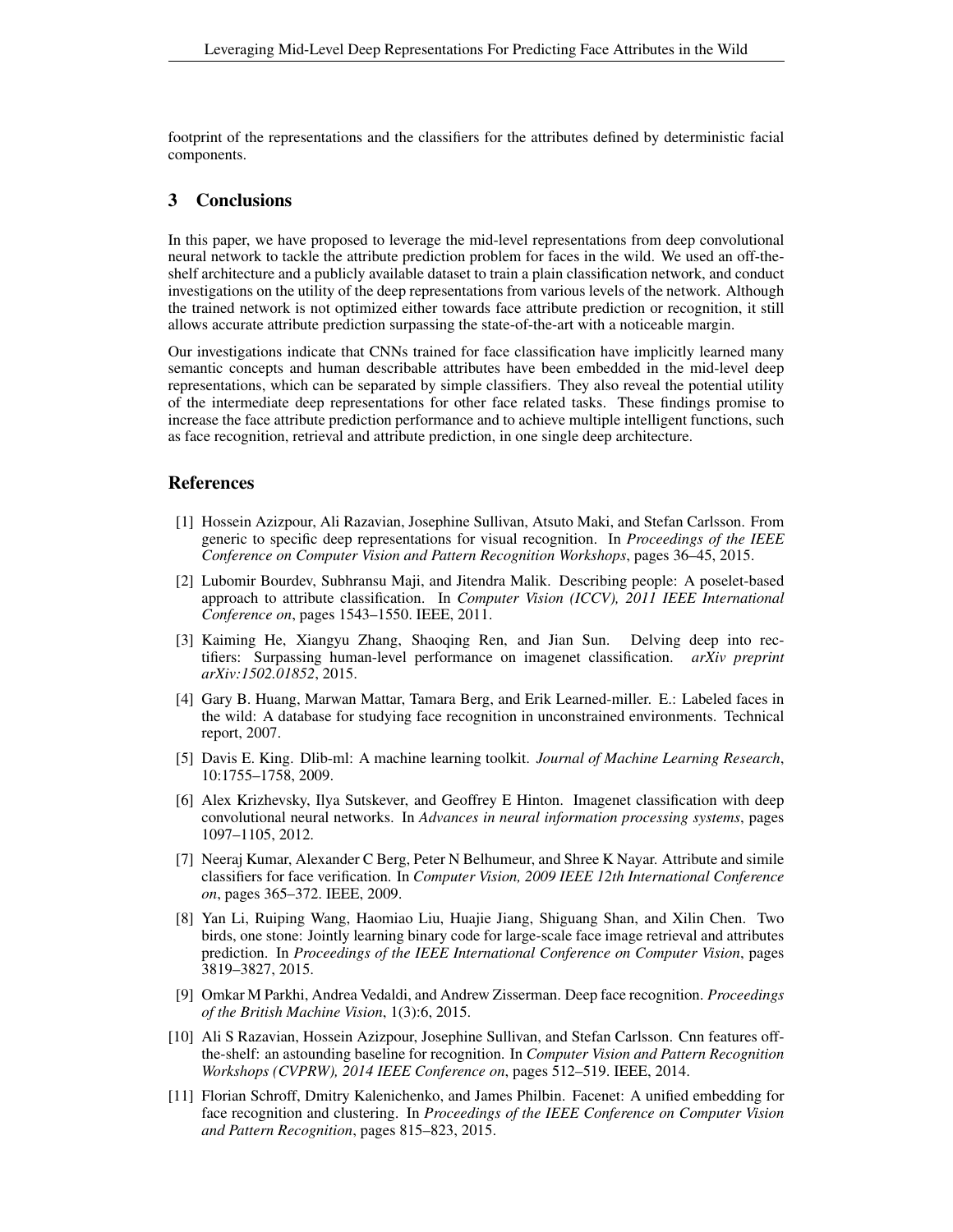footprint of the representations and the classifiers for the attributes defined by deterministic facial components.

## 3 Conclusions

In this paper, we have proposed to leverage the mid-level representations from deep convolutional neural network to tackle the attribute prediction problem for faces in the wild. We used an off-the-shelf architecture and a publicly available dataset to train a plain classification network, and conduct investigations on the utility of the deep representations from various levels of the network. Although the trained network is not optimized either towards face attribute prediction or recognition, it still allows accurate attribute prediction surpassing the state-of-the-art with a noticeable margin.

Our investigations indicate that CNNs trained for face classification have implicitly learned many semantic concepts and human describable attributes have been embedded in the mid-level deep representations, which can be separated by simple classifiers. They also reveal the potential utility of the intermediate deep representations for other face related tasks. These findings promise to increase the face attribute prediction performance and to achieve multiple intelligent functions, such as face recognition, retrieval and attribute prediction, in one single deep architecture.

## References

[1] Hossein Azizpour, Ali Razavian, Josephine Sullivan, Atsuto Maki, and Stefan Carlsson. From generic to specific deep representations for visual recognition. In *Proceedings of the IEEE Conference on Computer Vision and Pattern Recognition Workshops*, pages 36–45, 2015.

[2] Lubomir Bourdev, Subhransu Maji, and Jitendra Malik. Describing people: A poselet-based approach to attribute classification. In *Computer Vision (ICCV), 2011 IEEE International Conference on*, pages 1543–1550. IEEE, 2011.

[3] Kaiming He, Xiangyu Zhang, Shaoqing Ren, and Jian Sun. Delving deep into rectifiers: Surpassing human-level performance on imagenet classification. *arXiv preprint arXiv:1502.01852*, 2015.

[4] Gary B. Huang, Marwan Mattar, Tamara Berg, and Erik Learned-miller. E.: Labeled faces in the wild: A database for studying face recognition in unconstrained environments. Technical report, 2007.

[5] Davis E. King. Dlib-ml: A machine learning toolkit. *Journal of Machine Learning Research*, 10:1755–1758, 2009.

[6] Alex Krizhevsky, Ilya Sutskever, and Geoffrey E Hinton. Imagenet classification with deep convolutional neural networks. In *Advances in neural information processing systems*, pages 1097–1105, 2012.

[7] Neeraj Kumar, Alexander C Berg, Peter N Belhumeur, and Shree K Nayar. Attribute and simile classifiers for face verification. In *Computer Vision, 2009 IEEE 12th International Conference on*, pages 365–372. IEEE, 2009.

[8] Yan Li, Ruiping Wang, Haomiao Liu, Huajie Jiang, Shiguang Shan, and Xilin Chen. Two birds, one stone: Jointly learning binary code for large-scale face image retrieval and attributes prediction. In *Proceedings of the IEEE International Conference on Computer Vision*, pages 3819–3827, 2015.

[9] Omkar M Parkhi, Andrea Vedaldi, and Andrew Zisserman. Deep face recognition. *Proceedings of the British Machine Vision*, 1(3):6, 2015.

[10] Ali S Razavian, Hossein Azizpour, Josephine Sullivan, and Stefan Carlsson. Cnn features off-the-shelf: an astounding baseline for recognition. In *Computer Vision and Pattern Recognition Workshops (CVPRW), 2014 IEEE Conference on*, pages 512–519. IEEE, 2014.

[11] Florian Schroff, Dmitry Kalenichenko, and James Philbin. Facenet: A unified embedding for face recognition and clustering. In *Proceedings of the IEEE Conference on Computer Vision and Pattern Recognition*, pages 815–823, 2015.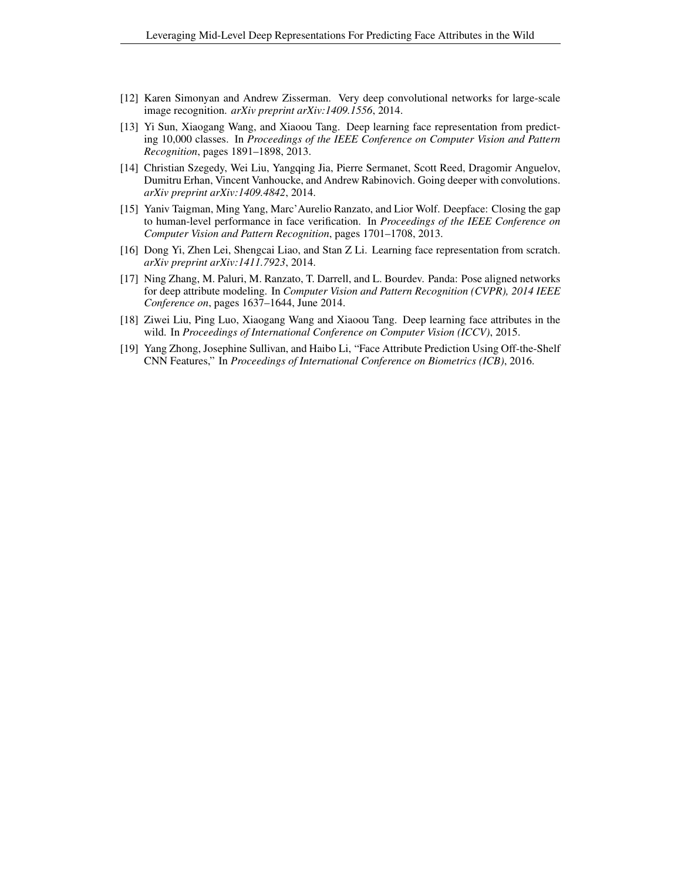[12] Karen Simonyan and Andrew Zisserman. Very deep convolutional networks for large-scale image recognition. *arXiv preprint arXiv:1409.1556*, 2014.

[13] Yi Sun, Xiaogang Wang, and Xiaoou Tang. Deep learning face representation from predicting 10,000 classes. In *Proceedings of the IEEE Conference on Computer Vision and Pattern Recognition*, pages 1891–1898, 2013.

[14] Christian Szegedy, Wei Liu, Yangqing Jia, Pierre Sermanet, Scott Reed, Dragomir Anguelov, Dumitru Erhan, Vincent Vanhoucke, and Andrew Rabinovich. Going deeper with convolutions. *arXiv preprint arXiv:1409.4842*, 2014.

[15] Yaniv Taigman, Ming Yang, Marc'Aurelio Ranzato, and Lior Wolf. Deepface: Closing the gap to human-level performance in face verification. In *Proceedings of the IEEE Conference on Computer Vision and Pattern Recognition*, pages 1701–1708, 2013.

[16] Dong Yi, Zhen Lei, Shengcai Liao, and Stan Z Li. Learning face representation from scratch. *arXiv preprint arXiv:1411.7923*, 2014.

[17] Ning Zhang, M. Paluri, M. Ranzato, T. Darrell, and L. Bourdev. Panda: Pose aligned networks for deep attribute modeling. In *Computer Vision and Pattern Recognition (CVPR), 2014 IEEE Conference on*, pages 1637–1644, June 2014.

[18] Ziwei Liu, Ping Luo, Xiaogang Wang and Xiaoou Tang. Deep learning face attributes in the wild. In *Proceedings of International Conference on Computer Vision (ICCV)*, 2015.

[19] Yang Zhong, Josephine Sullivan, and Haibo Li, "Face Attribute Prediction Using Off-the-Shelf CNN Features," In *Proceedings of International Conference on Biometrics (ICB)*, 2016.